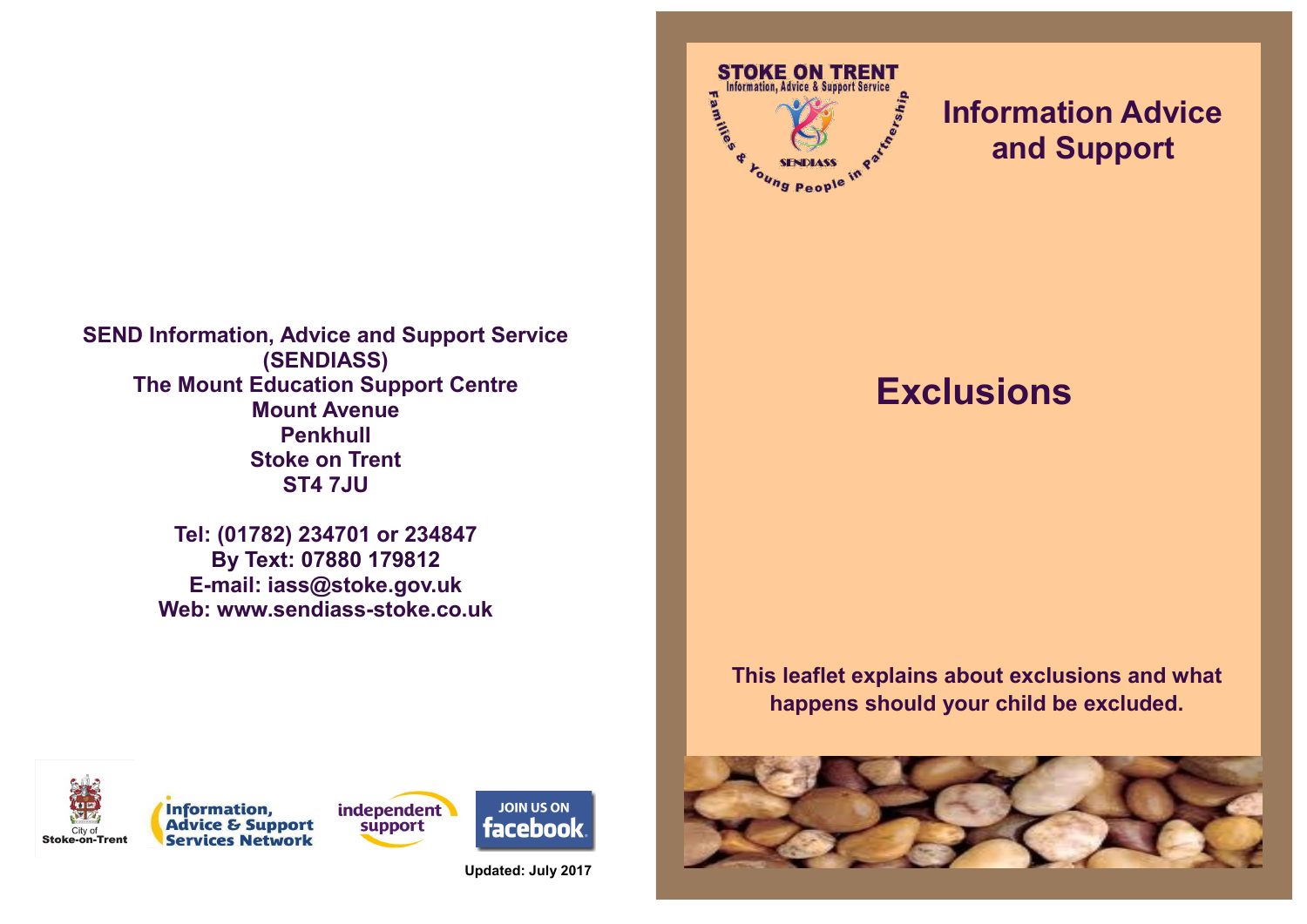# Information Advice and Support

# Exclusions

**This leaflet explains about exclusions and what happens should your child be excluded.**

**SEND Information, Advice and Support Service (SENDIASS)**
**The Mount Education Support Centre**
**Mount Avenue**
**Penkhull**
**Stoke on Trent**
**ST4 7JU**

**Tel: (01782) 234701 or 234847**
**By Text: 07880 179812**
**E-mail: iass@stoke.gov.uk**
**Web: www.sendiass-stoke.co.uk**

**Updated: July 2017**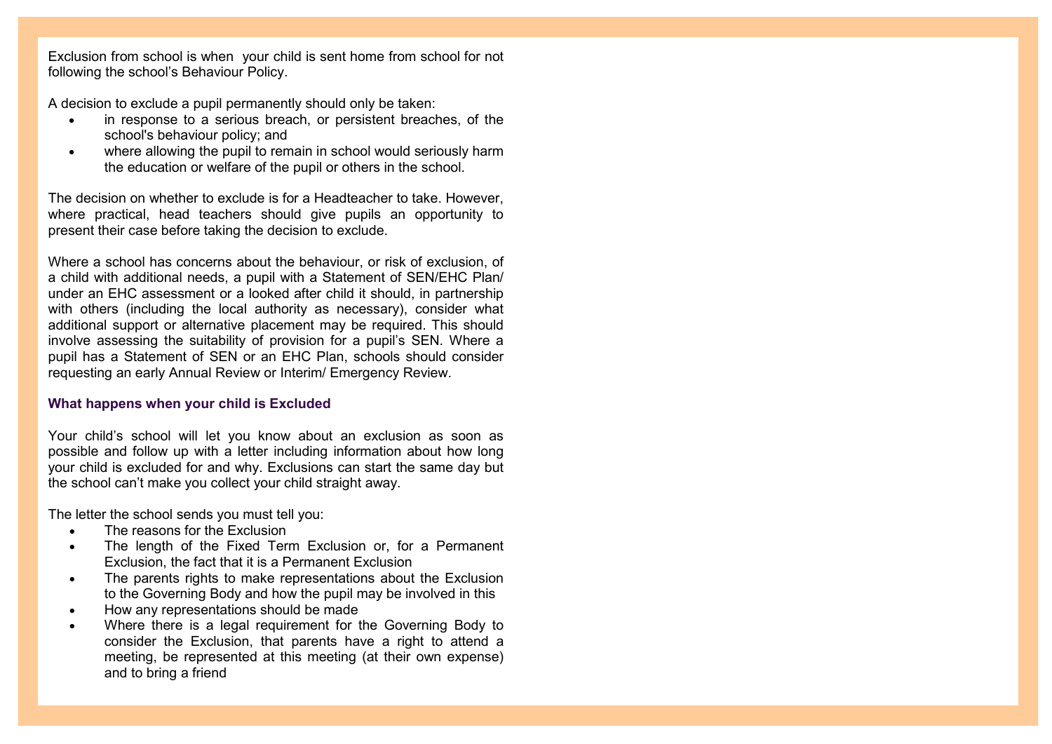Exclusion from school is when your child is sent home from school for not following the school's Behaviour Policy.

A decision to exclude a pupil permanently should only be taken:

- in response to a serious breach, or persistent breaches, of the school's behaviour policy; and
- where allowing the pupil to remain in school would seriously harm the education or welfare of the pupil or others in the school.

The decision on whether to exclude is for a Headteacher to take. However, where practical, head teachers should give pupils an opportunity to present their case before taking the decision to exclude.

Where a school has concerns about the behaviour, or risk of exclusion, of a child with additional needs, a pupil with a Statement of SEN/EHC Plan/ under an EHC assessment or a looked after child it should, in partnership with others (including the local authority as necessary), consider what additional support or alternative placement may be required. This should involve assessing the suitability of provision for a pupil's SEN. Where a pupil has a Statement of SEN or an EHC Plan, schools should consider requesting an early Annual Review or Interim/ Emergency Review.

### What happens when your child is Excluded

Your child's school will let you know about an exclusion as soon as possible and follow up with a letter including information about how long your child is excluded for and why. Exclusions can start the same day but the school can't make you collect your child straight away.

The letter the school sends you must tell you:

- The reasons for the Exclusion
- The length of the Fixed Term Exclusion or, for a Permanent Exclusion, the fact that it is a Permanent Exclusion
- The parents rights to make representations about the Exclusion to the Governing Body and how the pupil may be involved in this
- How any representations should be made
- Where there is a legal requirement for the Governing Body to consider the Exclusion, that parents have a right to attend a meeting, be represented at this meeting (at their own expense) and to bring a friend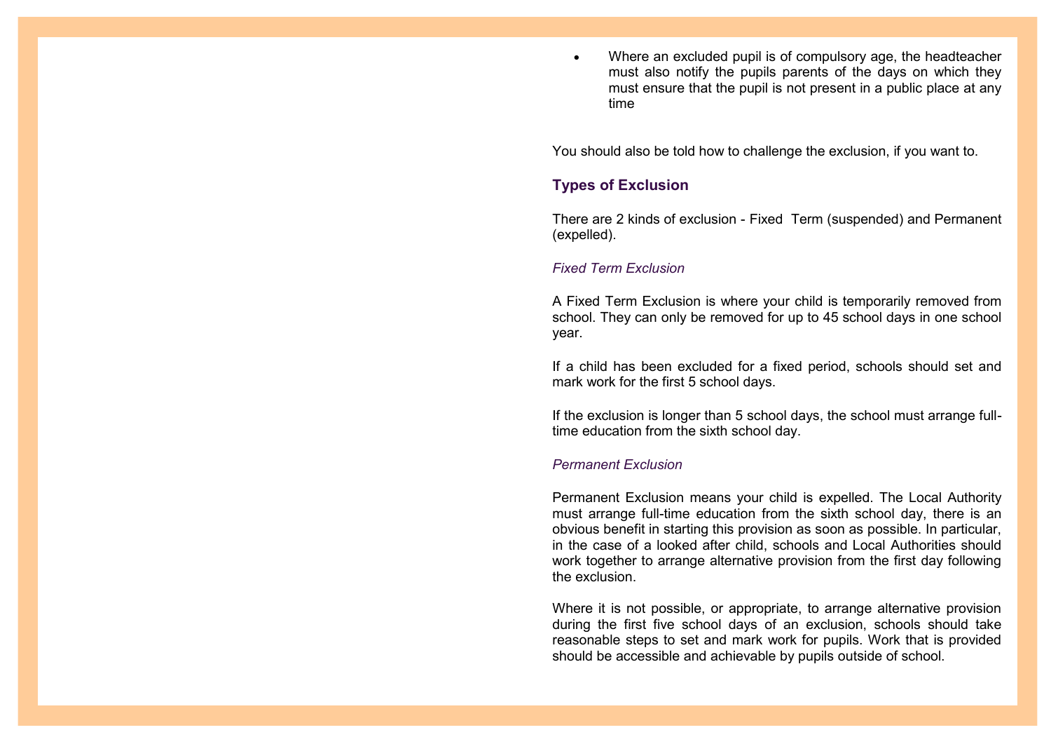- Where an excluded pupil is of compulsory age, the headteacher must also notify the pupils parents of the days on which they must ensure that the pupil is not present in a public place at any time

You should also be told how to challenge the exclusion, if you want to.

## Types of Exclusion

There are 2 kinds of exclusion - Fixed Term (suspended) and Permanent (expelled).

### *Fixed Term Exclusion*

A Fixed Term Exclusion is where your child is temporarily removed from school. They can only be removed for up to 45 school days in one school year.

If a child has been excluded for a fixed period, schools should set and mark work for the first 5 school days.

If the exclusion is longer than 5 school days, the school must arrange full-time education from the sixth school day.

### *Permanent Exclusion*

Permanent Exclusion means your child is expelled. The Local Authority must arrange full-time education from the sixth school day, there is an obvious benefit in starting this provision as soon as possible. In particular, in the case of a looked after child, schools and Local Authorities should work together to arrange alternative provision from the first day following the exclusion.

Where it is not possible, or appropriate, to arrange alternative provision during the first five school days of an exclusion, schools should take reasonable steps to set and mark work for pupils. Work that is provided should be accessible and achievable by pupils outside of school.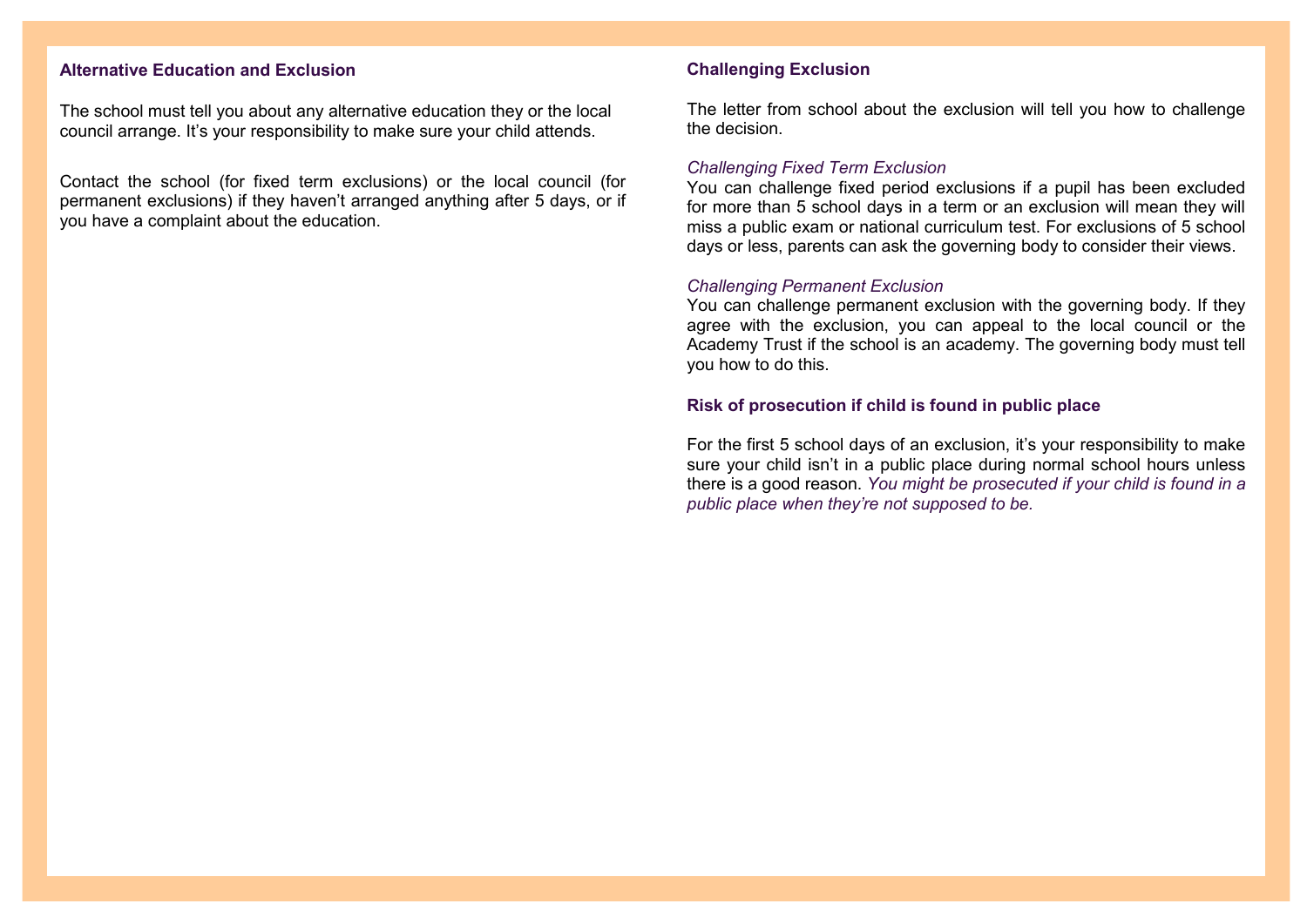## Alternative Education and Exclusion

The school must tell you about any alternative education they or the local council arrange. It's your responsibility to make sure your child attends.

Contact the school (for fixed term exclusions) or the local council (for permanent exclusions) if they haven't arranged anything after 5 days, or if you have a complaint about the education.

## Challenging Exclusion

The letter from school about the exclusion will tell you how to challenge the decision.

*Challenging Fixed Term Exclusion*

You can challenge fixed period exclusions if a pupil has been excluded for more than 5 school days in a term or an exclusion will mean they will miss a public exam or national curriculum test. For exclusions of 5 school days or less, parents can ask the governing body to consider their views.

*Challenging Permanent Exclusion*

You can challenge permanent exclusion with the governing body. If they agree with the exclusion, you can appeal to the local council or the Academy Trust if the school is an academy. The governing body must tell you how to do this.

## Risk of prosecution if child is found in public place

For the first 5 school days of an exclusion, it's your responsibility to make sure your child isn't in a public place during normal school hours unless there is a good reason. *You might be prosecuted if your child is found in a public place when they're not supposed to be.*